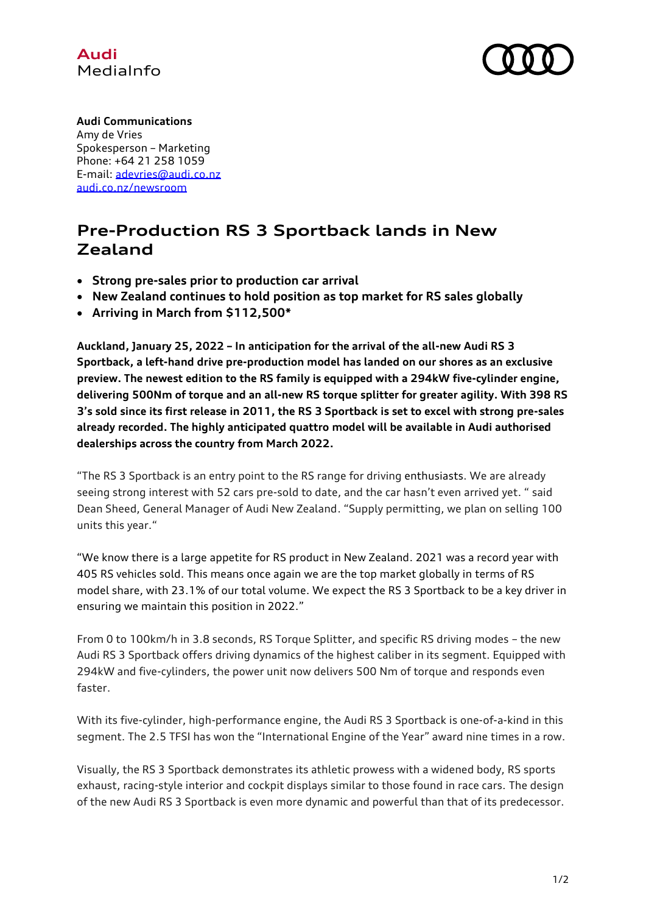**Audi**
MediaInfo

**Audi Communications**
Amy de Vries
Spokesperson – Marketing
Phone: +64 21 258 1059
E-mail: adevries@audi.co.nz
audi.co.nz/newsroom

# Pre-Production RS 3 Sportback lands in New Zealand

- **Strong pre-sales prior to production car arrival**
- **New Zealand continues to hold position as top market for RS sales globally**
- **Arriving in March from $112,500***

**Auckland, January 25, 2022 – In anticipation for the arrival of the all-new Audi RS 3 Sportback, a left-hand drive pre-production model has landed on our shores as an exclusive preview. The newest edition to the RS family is equipped with a 294kW five-cylinder engine, delivering 500Nm of torque and an all-new RS torque splitter for greater agility. With 398 RS 3's sold since its first release in 2011, the RS 3 Sportback is set to excel with strong pre-sales already recorded. The highly anticipated quattro model will be available in Audi authorised dealerships across the country from March 2022.**

"The RS 3 Sportback is an entry point to the RS range for driving enthusiasts. We are already seeing strong interest with 52 cars pre-sold to date, and the car hasn't even arrived yet. " said Dean Sheed, General Manager of Audi New Zealand. "Supply permitting, we plan on selling 100 units this year."

"We know there is a large appetite for RS product in New Zealand. 2021 was a record year with 405 RS vehicles sold. This means once again we are the top market globally in terms of RS model share, with 23.1% of our total volume. We expect the RS 3 Sportback to be a key driver in ensuring we maintain this position in 2022."

From 0 to 100km/h in 3.8 seconds, RS Torque Splitter, and specific RS driving modes – the new Audi RS 3 Sportback offers driving dynamics of the highest caliber in its segment. Equipped with 294kW and five-cylinders, the power unit now delivers 500 Nm of torque and responds even faster.

With its five-cylinder, high-performance engine, the Audi RS 3 Sportback is one-of-a-kind in this segment. The 2.5 TFSI has won the "International Engine of the Year" award nine times in a row.

Visually, the RS 3 Sportback demonstrates its athletic prowess with a widened body, RS sports exhaust, racing-style interior and cockpit displays similar to those found in race cars. The design of the new Audi RS 3 Sportback is even more dynamic and powerful than that of its predecessor.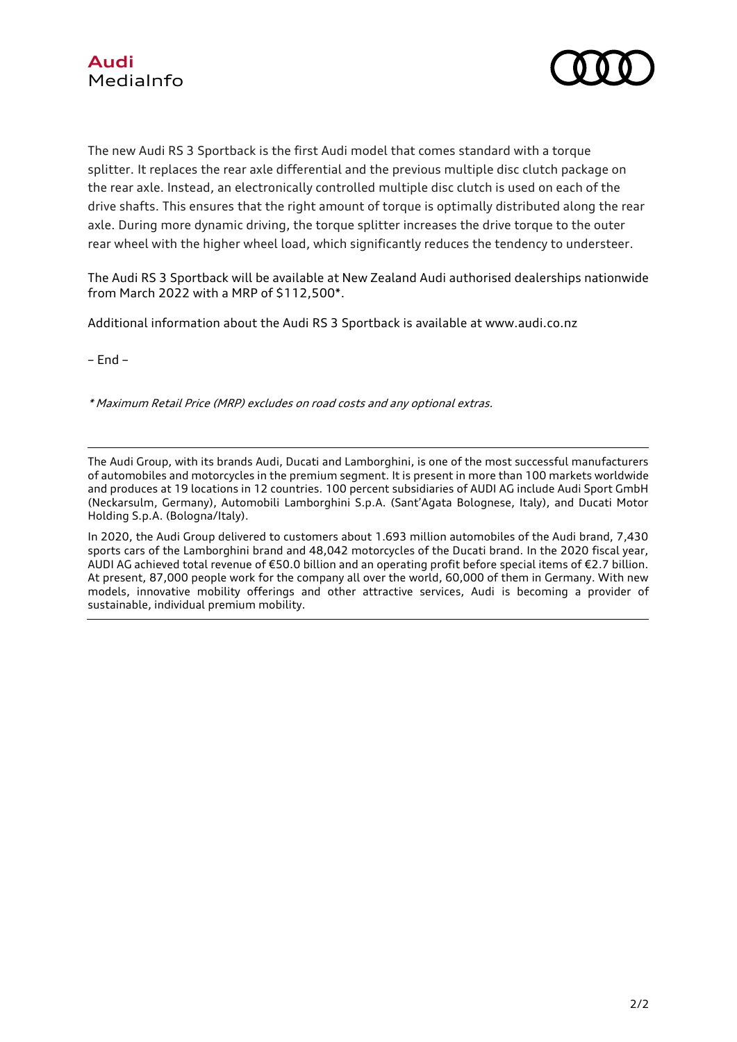The new Audi RS 3 Sportback is the first Audi model that comes standard with a torque splitter. It replaces the rear axle differential and the previous multiple disc clutch package on the rear axle. Instead, an electronically controlled multiple disc clutch is used on each of the drive shafts. This ensures that the right amount of torque is optimally distributed along the rear axle. During more dynamic driving, the torque splitter increases the drive torque to the outer rear wheel with the higher wheel load, which significantly reduces the tendency to understeer.

The Audi RS 3 Sportback will be available at New Zealand Audi authorised dealerships nationwide from March 2022 with a MRP of $112,500*.

Additional information about the Audi RS 3 Sportback is available at www.audi.co.nz

– End –

*\* Maximum Retail Price (MRP) excludes on road costs and any optional extras.*

---

The Audi Group, with its brands Audi, Ducati and Lamborghini, is one of the most successful manufacturers of automobiles and motorcycles in the premium segment. It is present in more than 100 markets worldwide and produces at 19 locations in 12 countries. 100 percent subsidiaries of AUDI AG include Audi Sport GmbH (Neckarsulm, Germany), Automobili Lamborghini S.p.A. (Sant'Agata Bolognese, Italy), and Ducati Motor Holding S.p.A. (Bologna/Italy).

In 2020, the Audi Group delivered to customers about 1.693 million automobiles of the Audi brand, 7,430 sports cars of the Lamborghini brand and 48,042 motorcycles of the Ducati brand. In the 2020 fiscal year, AUDI AG achieved total revenue of €50.0 billion and an operating profit before special items of €2.7 billion. At present, 87,000 people work for the company all over the world, 60,000 of them in Germany. With new models, innovative mobility offerings and other attractive services, Audi is becoming a provider of sustainable, individual premium mobility.

---